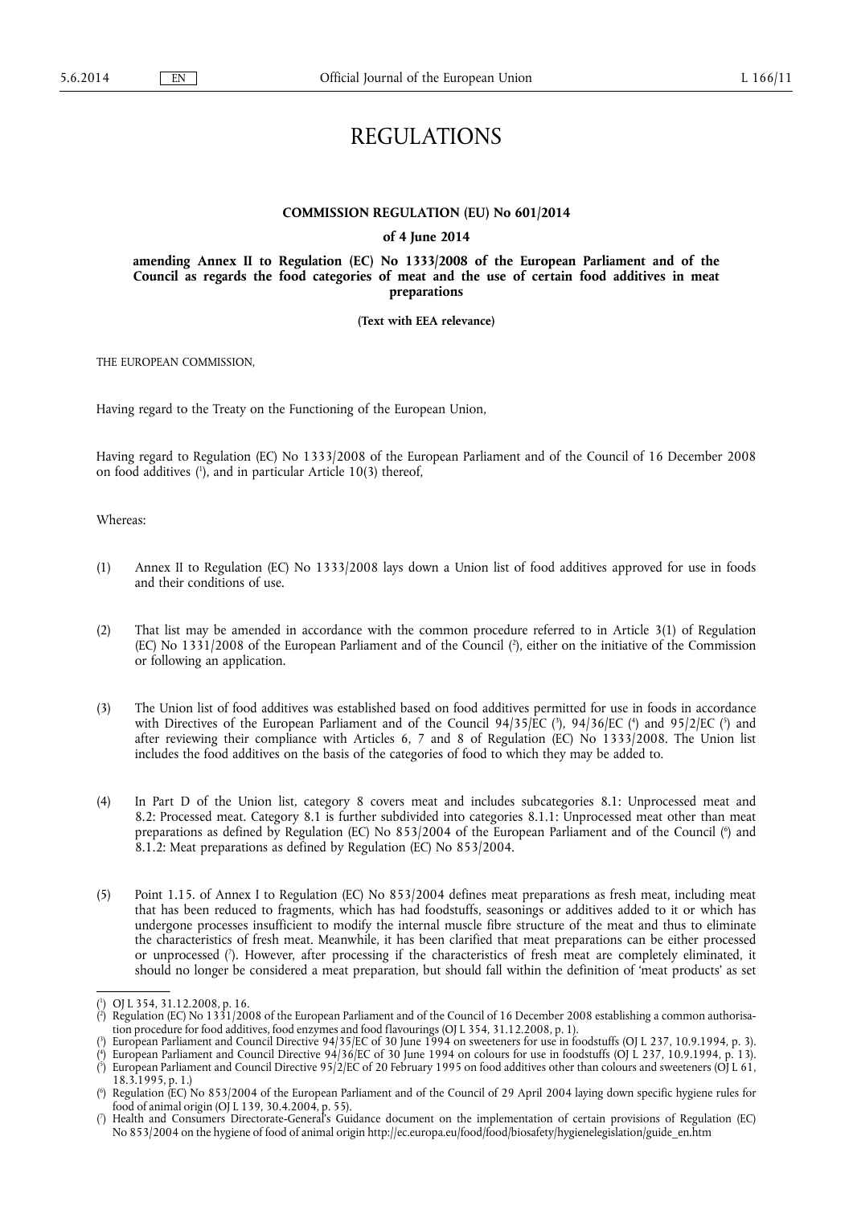# REGULATIONS

**COMMISSION REGULATION (EU) No 601/2014**

**of 4 June 2014**

**amending Annex II to Regulation (EC) No 1333/2008 of the European Parliament and of the Council as regards the food categories of meat and the use of certain food additives in meat preparations**

**(Text with EEA relevance)**

THE EUROPEAN COMMISSION,

Having regard to the Treaty on the Functioning of the European Union,

Having regard to Regulation (EC) No 1333/2008 of the European Parliament and of the Council of 16 December 2008 on food additives [1], and in particular Article 10(3) thereof,

Whereas:

(1) Annex II to Regulation (EC) No 1333/2008 lays down a Union list of food additives approved for use in foods and their conditions of use.

(2) That list may be amended in accordance with the common procedure referred to in Article 3(1) of Regulation (EC) No 1331/2008 of the European Parliament and of the Council [2], either on the initiative of the Commission or following an application.

(3) The Union list of food additives was established based on food additives permitted for use in foods in accordance with Directives of the European Parliament and of the Council 94/35/EC [3], 94/36/EC [4] and 95/2/EC [5] and after reviewing their compliance with Articles 6, 7 and 8 of Regulation (EC) No 1333/2008. The Union list includes the food additives on the basis of the categories of food to which they may be added to.

(4) In Part D of the Union list, category 8 covers meat and includes subcategories 8.1: Unprocessed meat and 8.2: Processed meat. Category 8.1 is further subdivided into categories 8.1.1: Unprocessed meat other than meat preparations as defined by Regulation (EC) No 853/2004 of the European Parliament and of the Council [6] and 8.1.2: Meat preparations as defined by Regulation (EC) No 853/2004.

(5) Point 1.15. of Annex I to Regulation (EC) No 853/2004 defines meat preparations as fresh meat, including meat that has been reduced to fragments, which has had foodstuffs, seasonings or additives added to it or which has undergone processes insufficient to modify the internal muscle fibre structure of the meat and thus to eliminate the characteristics of fresh meat. Meanwhile, it has been clarified that meat preparations can be either processed or unprocessed [7]. However, after processing if the characteristics of fresh meat are completely eliminated, it should no longer be considered a meat preparation, but should fall within the definition of 'meat products' as set

---

[1] OJ L 354, 31.12.2008, p. 16.

[2] Regulation (EC) No 1331/2008 of the European Parliament and of the Council of 16 December 2008 establishing a common authorisation procedure for food additives, food enzymes and food flavourings (OJ L 354, 31.12.2008, p. 1).

[3] European Parliament and Council Directive 94/35/EC of 30 June 1994 on sweeteners for use in foodstuffs (OJ L 237, 10.9.1994, p. 3).

[4] European Parliament and Council Directive 94/36/EC of 30 June 1994 on colours for use in foodstuffs (OJ L 237, 10.9.1994, p. 13).

[5] European Parliament and Council Directive 95/2/EC of 20 February 1995 on food additives other than colours and sweeteners (OJ L 61, 18.3.1995, p. 1.)

[6] Regulation (EC) No 853/2004 of the European Parliament and of the Council of 29 April 2004 laying down specific hygiene rules for food of animal origin (OJ L 139, 30.4.2004, p. 55).

[7] Health and Consumers Directorate-General's Guidance document on the implementation of certain provisions of Regulation (EC) No 853/2004 on the hygiene of food of animal origin http://ec.europa.eu/food/food/biosafety/hygienelegislation/guide_en.htm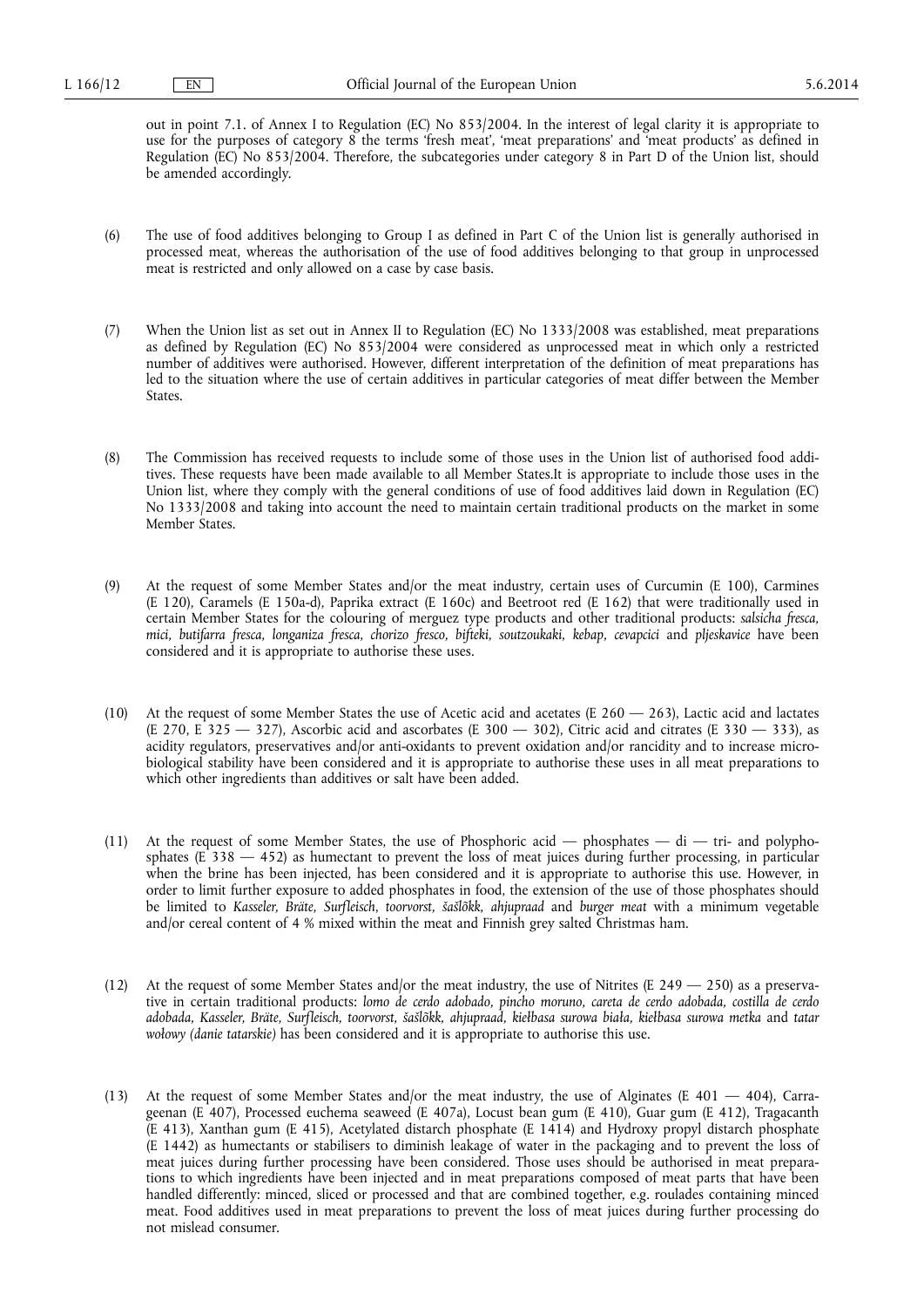out in point 7.1. of Annex I to Regulation (EC) No 853/2004. In the interest of legal clarity it is appropriate to use for the purposes of category 8 the terms 'fresh meat', 'meat preparations' and 'meat products' as defined in Regulation (EC) No 853/2004. Therefore, the subcategories under category 8 in Part D of the Union list, should be amended accordingly.

(6) The use of food additives belonging to Group I as defined in Part C of the Union list is generally authorised in processed meat, whereas the authorisation of the use of food additives belonging to that group in unprocessed meat is restricted and only allowed on a case by case basis.

(7) When the Union list as set out in Annex II to Regulation (EC) No 1333/2008 was established, meat preparations as defined by Regulation (EC) No 853/2004 were considered as unprocessed meat in which only a restricted number of additives were authorised. However, different interpretation of the definition of meat preparations has led to the situation where the use of certain additives in particular categories of meat differ between the Member States.

(8) The Commission has received requests to include some of those uses in the Union list of authorised food additives. These requests have been made available to all Member States.It is appropriate to include those uses in the Union list, where they comply with the general conditions of use of food additives laid down in Regulation (EC) No 1333/2008 and taking into account the need to maintain certain traditional products on the market in some Member States.

(9) At the request of some Member States and/or the meat industry, certain uses of Curcumin (E 100), Carmines (E 120), Caramels (E 150a-d), Paprika extract (E 160c) and Beetroot red (E 162) that were traditionally used in certain Member States for the colouring of merguez type products and other traditional products: *salsicha fresca*, *mici*, *butifarra fresca*, *longaniza fresca*, *chorizo fresco*, *bifteki*, *soutzoukaki*, *kebap*, *cevapcici* and *pljeskavice* have been considered and it is appropriate to authorise these uses.

(10) At the request of some Member States the use of Acetic acid and acetates (E 260 — 263), Lactic acid and lactates (E 270, E 325 — 327), Ascorbic acid and ascorbates (E 300 — 302), Citric acid and citrates (E 330 — 333), as acidity regulators, preservatives and/or anti-oxidants to prevent oxidation and/or rancidity and to increase microbiological stability have been considered and it is appropriate to authorise these uses in all meat preparations to which other ingredients than additives or salt have been added.

(11) At the request of some Member States, the use of Phosphoric acid — phosphates — di — tri- and polyphosphates (E 338 — 452) as humectant to prevent the loss of meat juices during further processing, in particular when the brine has been injected, has been considered and it is appropriate to authorise this use. However, in order to limit further exposure to added phosphates in food, the extension of the use of those phosphates should be limited to *Kasseler, Bräte, Surfleisch, toorvorst, šašlõkk, ahjupraad* and *burger meat* with a minimum vegetable and/or cereal content of 4 % mixed within the meat and Finnish grey salted Christmas ham.

(12) At the request of some Member States and/or the meat industry, the use of Nitrites (E 249 — 250) as a preservative in certain traditional products: *lomo de cerdo adobado, pincho moruno, careta de cerdo adobada, costilla de cerdo adobada, Kasseler, Bräte, Surfleisch, toorvorst, šašlõkk, ahjupraad, kiełbasa surowa biała, kiełbasa surowa metka* and *tatar wołowy (danie tatarskie)* has been considered and it is appropriate to authorise this use.

(13) At the request of some Member States and/or the meat industry, the use of Alginates (E 401 — 404), Carrageenan (E 407), Processed euchema seaweed (E 407a), Locust bean gum (E 410), Guar gum (E 412), Tragacanth (E 413), Xanthan gum (E 415), Acetylated distarch phosphate (E 1414) and Hydroxy propyl distarch phosphate (E 1442) as humectants or stabilisers to diminish leakage of water in the packaging and to prevent the loss of meat juices during further processing have been considered. Those uses should be authorised in meat preparations to which ingredients have been injected and in meat preparations composed of meat parts that have been handled differently: minced, sliced or processed and that are combined together, e.g. roulades containing minced meat. Food additives used in meat preparations to prevent the loss of meat juices during further processing do not mislead consumer.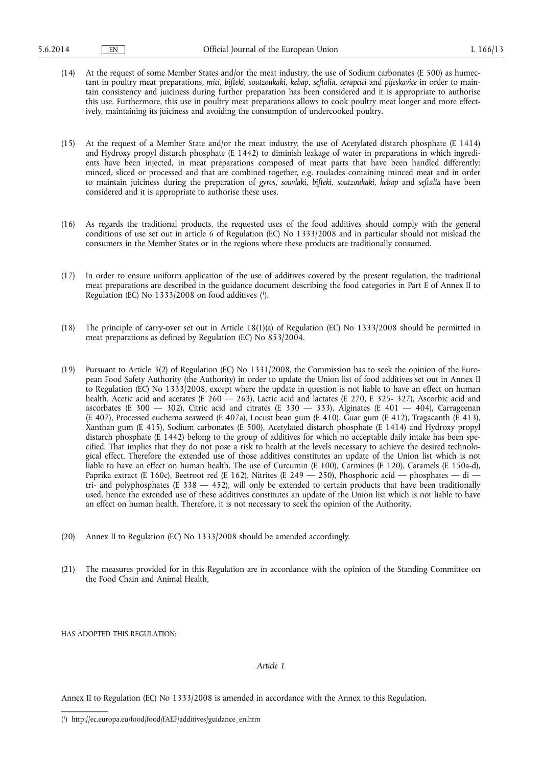(14) At the request of some Member States and/or the meat industry, the use of Sodium carbonates (E 500) as humectant in poultry meat preparations, *mici, bifteki, soutzoukaki, kebap, seftalia, cevapcici* and *pljeskavice* in order to maintain consistency and juiciness during further preparation has been considered and it is appropriate to authorise this use. Furthermore, this use in poultry meat preparations allows to cook poultry meat longer and more effectively, maintaining its juiciness and avoiding the consumption of undercooked poultry.

(15) At the request of a Member State and/or the meat industry, the use of Acetylated distarch phosphate (E 1414) and Hydroxy propyl distarch phosphate (E 1442) to diminish leakage of water in preparations in which ingredients have been injected, in meat preparations composed of meat parts that have been handled differently: minced, sliced or processed and that are combined together, e.g. roulades containing minced meat and in order to maintain juiciness during the preparation of *gyros, souvlaki, bifteki, soutzoukaki, kebap* and *seftalia* have been considered and it is appropriate to authorise these uses.

(16) As regards the traditional products, the requested uses of the food additives should comply with the general conditions of use set out in article 6 of Regulation (EC) No 1333/2008 and in particular should not mislead the consumers in the Member States or in the regions where these products are traditionally consumed.

(17) In order to ensure uniform application of the use of additives covered by the present regulation, the traditional meat preparations are described in the guidance document describing the food categories in Part E of Annex II to Regulation (EC) No 1333/2008 on food additives [1].

(18) The principle of carry-over set out in Article 18(1)(a) of Regulation (EC) No 1333/2008 should be permitted in meat preparations as defined by Regulation (EC) No 853/2004.

(19) Pursuant to Article 3(2) of Regulation (EC) No 1331/2008, the Commission has to seek the opinion of the European Food Safety Authority (the Authority) in order to update the Union list of food additives set out in Annex II to Regulation (EC) No 1333/2008, except where the update in question is not liable to have an effect on human health. Acetic acid and acetates (E 260 — 263), Lactic acid and lactates (E 270, E 325- 327), Ascorbic acid and ascorbates (E 300 — 302), Citric acid and citrates (E 330 — 333), Alginates (E 401 — 404), Carrageenan (E 407), Processed euchema seaweed (E 407a), Locust bean gum (E 410), Guar gum (E 412), Tragacanth (E 413), Xanthan gum (E 415), Sodium carbonates (E 500), Acetylated distarch phosphate (E 1414) and Hydroxy propyl distarch phosphate (E 1442) belong to the group of additives for which no acceptable daily intake has been specified. That implies that they do not pose a risk to health at the levels necessary to achieve the desired technological effect. Therefore the extended use of those additives constitutes an update of the Union list which is not liable to have an effect on human health. The use of Curcumin (E 100), Carmines (E 120), Caramels (E 150a-d), Paprika extract (E 160c), Beetroot red (E 162), Nitrites (E 249 — 250), Phosphoric acid — phosphates — di — tri- and polyphosphates (E 338 — 452), will only be extended to certain products that have been traditionally used, hence the extended use of these additives constitutes an update of the Union list which is not liable to have an effect on human health. Therefore, it is not necessary to seek the opinion of the Authority.

(20) Annex II to Regulation (EC) No 1333/2008 should be amended accordingly.

(21) The measures provided for in this Regulation are in accordance with the opinion of the Standing Committee on the Food Chain and Animal Health,

HAS ADOPTED THIS REGULATION:

*Article 1*

Annex II to Regulation (EC) No 1333/2008 is amended in accordance with the Annex to this Regulation.

---

[1] http://ec.europa.eu/food/food/fAEF/additives/guidance_en.htm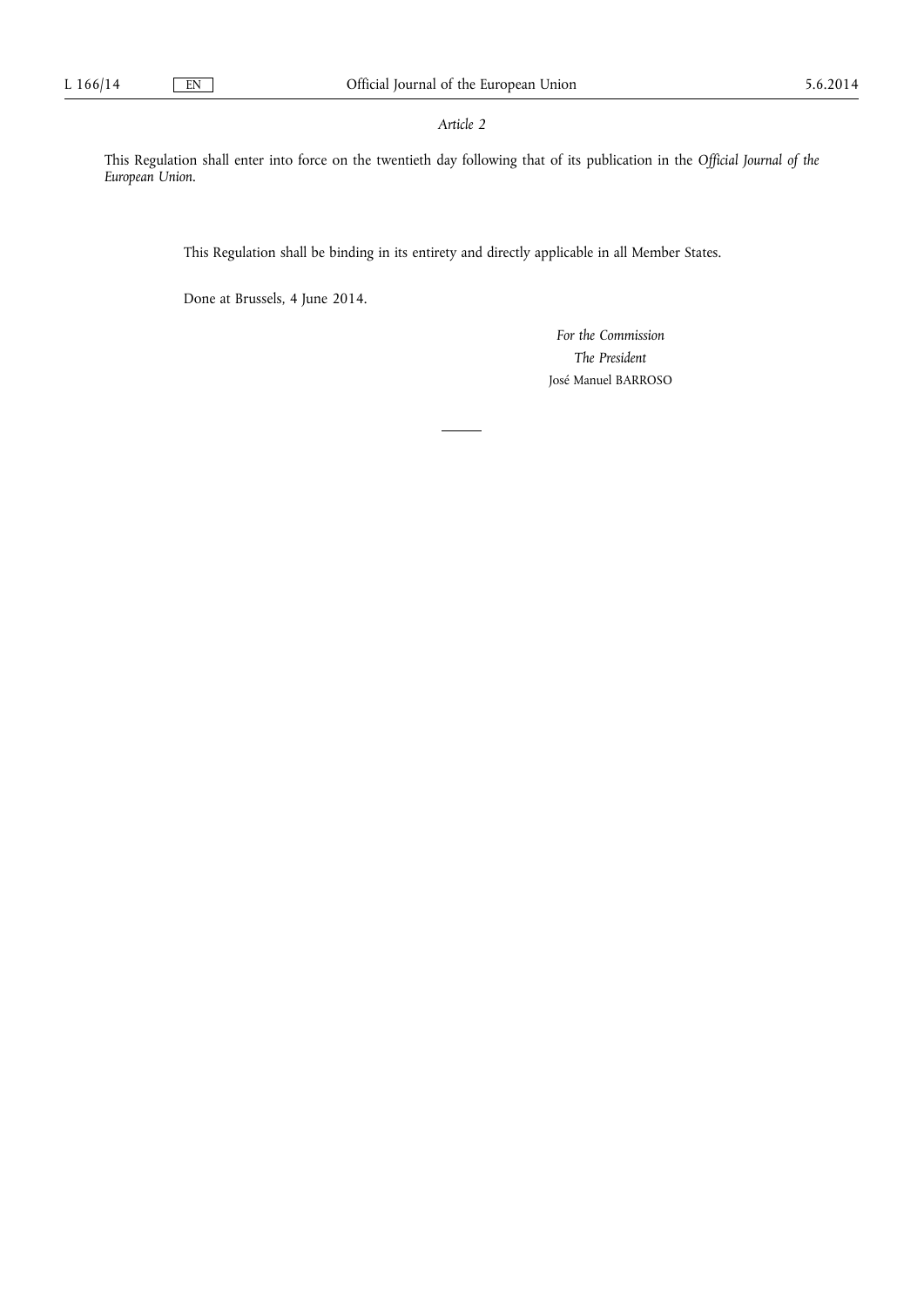*Article 2*

This Regulation shall enter into force on the twentieth day following that of its publication in the *Official Journal of the European Union*.

This Regulation shall be binding in its entirety and directly applicable in all Member States.

Done at Brussels, 4 June 2014.

*For the Commission*

*The President*

José Manuel BARROSO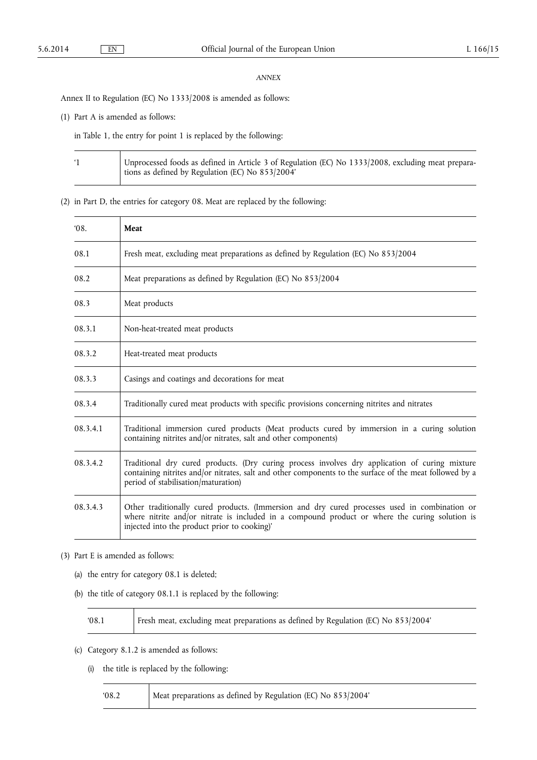*ANNEX*

Annex II to Regulation (EC) No 1333/2008 is amended as follows:

(1) Part A is amended as follows:

in Table 1, the entry for point 1 is replaced by the following:

| ‘1 | Unprocessed foods as defined in Article 3 of Regulation (EC) No 1333/2008, excluding meat preparations as defined by Regulation (EC) No 853/2004’ |
|---|---|

(2) in Part D, the entries for category 08. Meat are replaced by the following:

| ‘08. | **Meat** |
|---|---|
| 08.1 | Fresh meat, excluding meat preparations as defined by Regulation (EC) No 853/2004 |
| 08.2 | Meat preparations as defined by Regulation (EC) No 853/2004 |
| 08.3 | Meat products |
| 08.3.1 | Non-heat-treated meat products |
| 08.3.2 | Heat-treated meat products |
| 08.3.3 | Casings and coatings and decorations for meat |
| 08.3.4 | Traditionally cured meat products with specific provisions concerning nitrites and nitrates |
| 08.3.4.1 | Traditional immersion cured products (Meat products cured by immersion in a curing solution containing nitrites and/or nitrates, salt and other components) |
| 08.3.4.2 | Traditional dry cured products. (Dry curing process involves dry application of curing mixture containing nitrites and/or nitrates, salt and other components to the surface of the meat followed by a period of stabilisation/maturation) |
| 08.3.4.3 | Other traditionally cured products. (Immersion and dry cured processes used in combination or where nitrite and/or nitrate is included in a compound product or where the curing solution is injected into the product prior to cooking)’ |

(3) Part E is amended as follows:

(a) the entry for category 08.1 is deleted;

(b) the title of category 08.1.1 is replaced by the following:

| ‘08.1 | Fresh meat, excluding meat preparations as defined by Regulation (EC) No 853/2004’ |
|---|---|

(c) Category 8.1.2 is amended as follows:

(i) the title is replaced by the following:

| ‘08.2 | Meat preparations as defined by Regulation (EC) No 853/2004’ |
|---|---|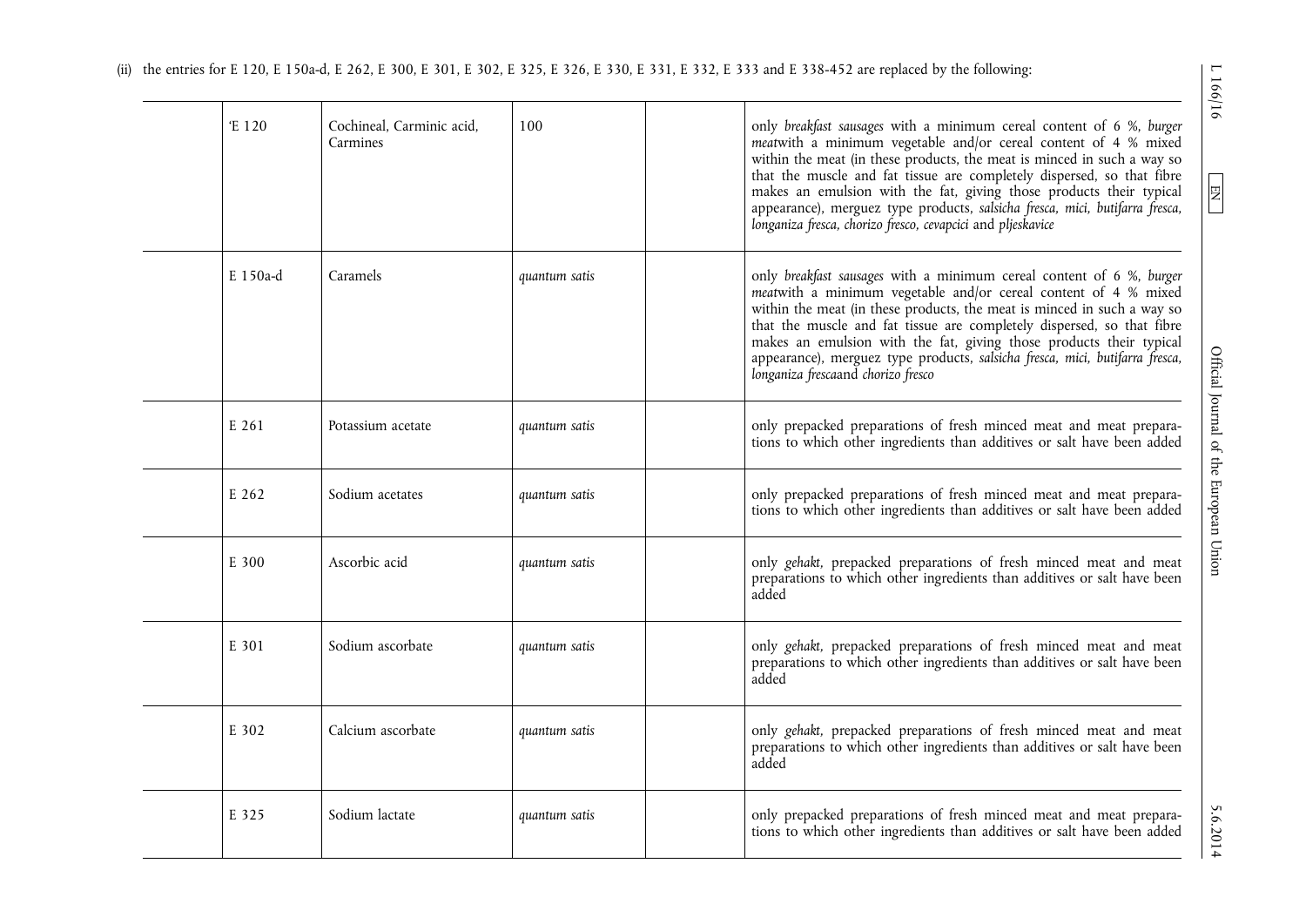(ii) the entries for E 120, E 150a-d, E 262, E 300, E 301, E 302, E 325, E 326, E 330, E 331, E 332, E 333 and E 338-452 are replaced by the following:

| | | | | | |
|---|---|---|---|---|---|
| | 'E 120 | Cochineal, Carminic acid, Carmines | 100 | | only *breakfast sausages* with a minimum cereal content of 6 %, *burger meat*with a minimum vegetable and/or cereal content of 4 % mixed within the meat (in these products, the meat is minced in such a way so that the muscle and fat tissue are completely dispersed, so that fibre makes an emulsion with the fat, giving those products their typical appearance), merguez type products, *salsicha fresca, mici, butifarra fresca, longaniza fresca, chorizo fresco, cevapcici* and *pljeskavice* |
| | E 150a-d | Caramels | *quantum satis* | | only *breakfast sausages* with a minimum cereal content of 6 %, *burger meat*with a minimum vegetable and/or cereal content of 4 % mixed within the meat (in these products, the meat is minced in such a way so that the muscle and fat tissue are completely dispersed, so that fibre makes an emulsion with the fat, giving those products their typical appearance), merguez type products, *salsicha fresca, mici, butifarra fresca, longaniza fresca*and *chorizo fresco* |
| | E 261 | Potassium acetate | *quantum satis* | | only prepacked preparations of fresh minced meat and meat preparations to which other ingredients than additives or salt have been added |
| | E 262 | Sodium acetates | *quantum satis* | | only prepacked preparations of fresh minced meat and meat preparations to which other ingredients than additives or salt have been added |
| | E 300 | Ascorbic acid | *quantum satis* | | only *gehakt*, prepacked preparations of fresh minced meat and meat preparations to which other ingredients than additives or salt have been added |
| | E 301 | Sodium ascorbate | *quantum satis* | | only *gehakt*, prepacked preparations of fresh minced meat and meat preparations to which other ingredients than additives or salt have been added |
| | E 302 | Calcium ascorbate | *quantum satis* | | only *gehakt*, prepacked preparations of fresh minced meat and meat preparations to which other ingredients than additives or salt have been added |
| | E 325 | Sodium lactate | *quantum satis* | | only prepacked preparations of fresh minced meat and meat preparations to which other ingredients than additives or salt have been added |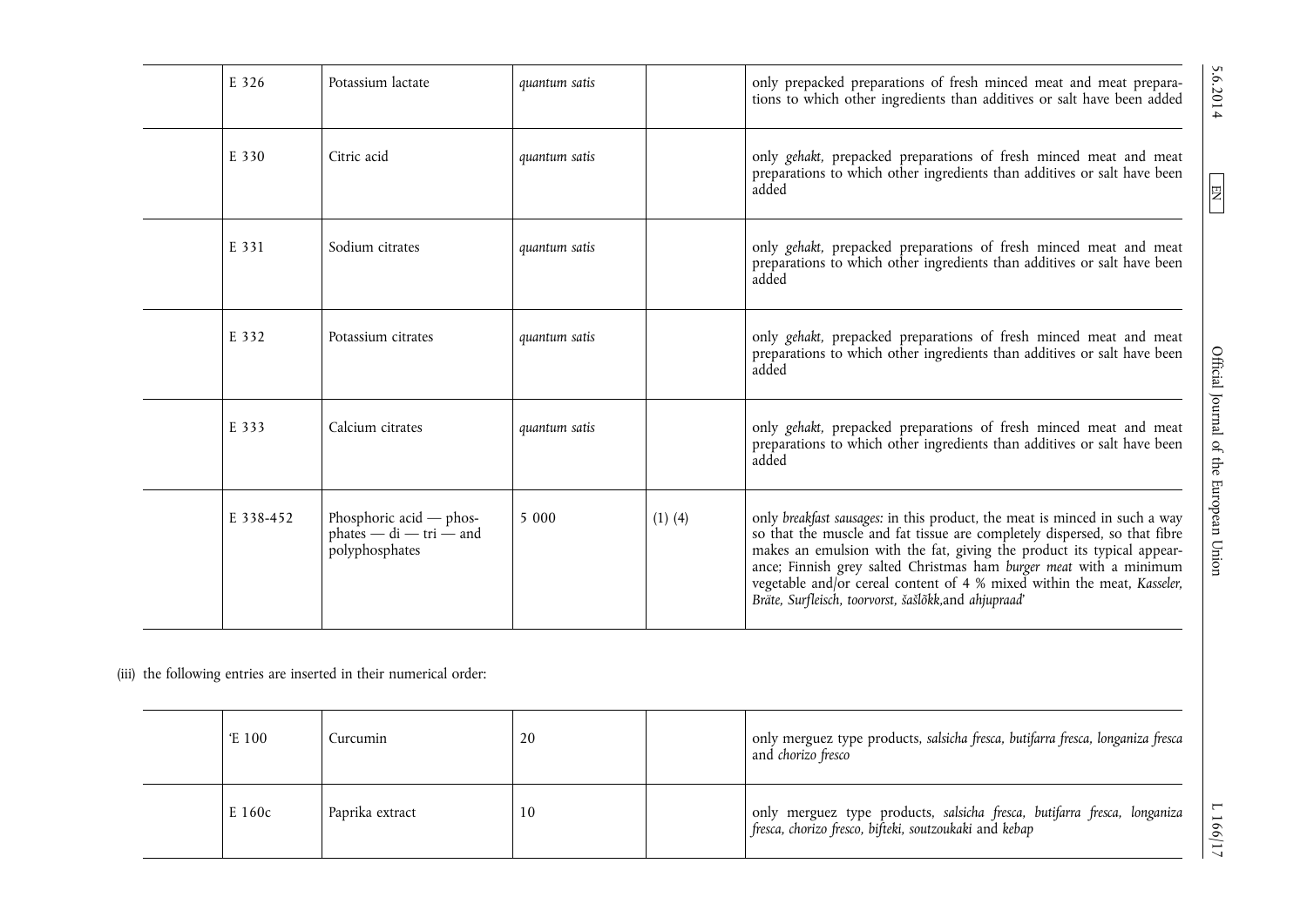| | E 326 | Potassium lactate | *quantum satis* | | only prepacked preparations of fresh minced meat and meat preparations to which other ingredients than additives or salt have been added |
|---|---|---|---|---|---|
| | E 330 | Citric acid | *quantum satis* | | only *gehakt*, prepacked preparations of fresh minced meat and meat preparations to which other ingredients than additives or salt have been added |
| | E 331 | Sodium citrates | *quantum satis* | | only *gehakt*, prepacked preparations of fresh minced meat and meat preparations to which other ingredients than additives or salt have been added |
| | E 332 | Potassium citrates | *quantum satis* | | only *gehakt*, prepacked preparations of fresh minced meat and meat preparations to which other ingredients than additives or salt have been added |
| | E 333 | Calcium citrates | *quantum satis* | | only *gehakt*, prepacked preparations of fresh minced meat and meat preparations to which other ingredients than additives or salt have been added |
| | E 338-452 | Phosphoric acid — phosphates — di — tri — and polyphosphates | 5 000 | (1) (4) | only *breakfast sausages:* in this product, the meat is minced in such a way so that the muscle and fat tissue are completely dispersed, so that fibre makes an emulsion with the fat, giving the product its typical appearance; Finnish grey salted Christmas ham *burger meat* with a minimum vegetable and/or cereal content of 4 % mixed within the meat, *Kasseler, Bräte, Surfleisch, toorvorst, šašlõkk,*and *ahjupraad*' |

(iii) the following entries are inserted in their numerical order:

| | 'E 100 | Curcumin | 20 | | only merguez type products, *salsicha fresca, butifarra fresca, longaniza fresca* and *chorizo fresco* |
|---|---|---|---|---|---|
| | E 160c | Paprika extract | 10 | | only merguez type products, *salsicha fresca, butifarra fresca, longaniza fresca, chorizo fresco, bifteki, soutzoukaki* and *kebap* |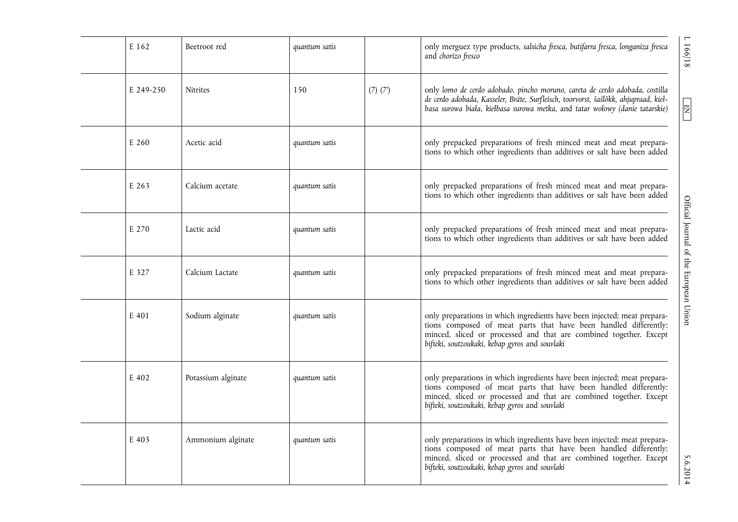| | | | | | |
|---|---|---|---|---|---|
| | E 162 | Beetroot red | *quantum satis* | | only merguez type products, *salsicha fresca, butifarra fresca, longaniza fresca* and *chorizo fresco* |
| | E 249-250 | Nitrites | 150 | (7) (7') | only *lomo de cerdo adobado, pincho moruno, careta de cerdo adobada, costilla de cerdo adobada, Kasseler, Bräte, Surfleisch, toorvorst, šašlõkk, ahjupraad, kiełbasa surowa biała, kiełbasa surowa metka,* and *tatar wołowy (danie tatarskie)* |
| | E 260 | Acetic acid | *quantum satis* | | only prepacked preparations of fresh minced meat and meat preparations to which other ingredients than additives or salt have been added |
| | E 263 | Calcium acetate | *quantum satis* | | only prepacked preparations of fresh minced meat and meat preparations to which other ingredients than additives or salt have been added |
| | E 270 | Lactic acid | *quantum satis* | | only prepacked preparations of fresh minced meat and meat preparations to which other ingredients than additives or salt have been added |
| | E 327 | Calcium Lactate | *quantum satis* | | only prepacked preparations of fresh minced meat and meat preparations to which other ingredients than additives or salt have been added |
| | E 401 | Sodium alginate | *quantum satis* | | only preparations in which ingredients have been injected; meat preparations composed of meat parts that have been handled differently: minced, sliced or processed and that are combined together. Except *bifteki, soutzoukaki, kebap gyros* and *souvlaki* |
| | E 402 | Potassium alginate | *quantum satis* | | only preparations in which ingredients have been injected; meat preparations composed of meat parts that have been handled differently: minced, sliced or processed and that are combined together. Except *bifteki, soutzoukaki, kebap gyros* and *souvlaki* |
| | E 403 | Ammonium alginate | *quantum satis* | | only preparations in which ingredients have been injected; meat preparations composed of meat parts that have been handled differently: minced, sliced or processed and that are combined together. Except *bifteki, soutzoukaki, kebap gyros* and *souvlaki* |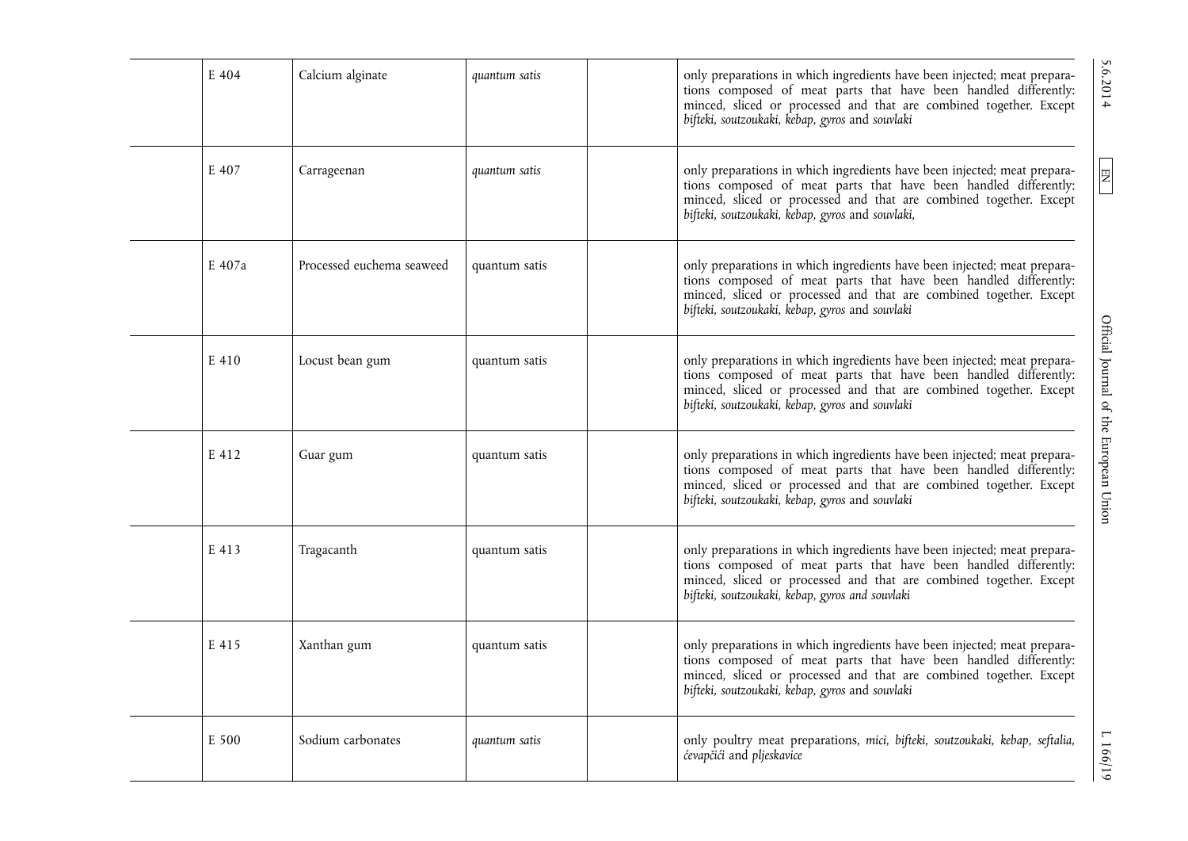| | | | | | |
|---|---|---|---|---|---|
| | E 404 | Calcium alginate | *quantum satis* | | only preparations in which ingredients have been injected; meat preparations composed of meat parts that have been handled differently: minced, sliced or processed and that are combined together. Except *bifteki, soutzoukaki, kebap, gyros* and *souvlaki* |
| | E 407 | Carrageenan | *quantum satis* | | only preparations in which ingredients have been injected; meat preparations composed of meat parts that have been handled differently: minced, sliced or processed and that are combined together. Except *bifteki, soutzoukaki, kebap, gyros* and *souvlaki,* |
| | E 407a | Processed euchema seaweed | quantum satis | | only preparations in which ingredients have been injected; meat preparations composed of meat parts that have been handled differently: minced, sliced or processed and that are combined together. Except *bifteki, soutzoukaki, kebap, gyros* and *souvlaki* |
| | E 410 | Locust bean gum | quantum satis | | only preparations in which ingredients have been injected; meat preparations composed of meat parts that have been handled differently: minced, sliced or processed and that are combined together. Except *bifteki, soutzoukaki, kebap, gyros* and *souvlaki* |
| | E 412 | Guar gum | quantum satis | | only preparations in which ingredients have been injected; meat preparations composed of meat parts that have been handled differently: minced, sliced or processed and that are combined together. Except *bifteki, soutzoukaki, kebap, gyros* and *souvlaki* |
| | E 413 | Tragacanth | quantum satis | | only preparations in which ingredients have been injected; meat preparations composed of meat parts that have been handled differently: minced, sliced or processed and that are combined together. Except *bifteki, soutzoukaki, kebap, gyros and souvlaki* |
| | E 415 | Xanthan gum | quantum satis | | only preparations in which ingredients have been injected; meat preparations composed of meat parts that have been handled differently: minced, sliced or processed and that are combined together. Except *bifteki, soutzoukaki, kebap, gyros* and *souvlaki* |
| | E 500 | Sodium carbonates | *quantum satis* | | only poultry meat preparations, *mici, bifteki, soutzoukaki, kebap, seftalia, ćevapčići* and *pljeskavice* |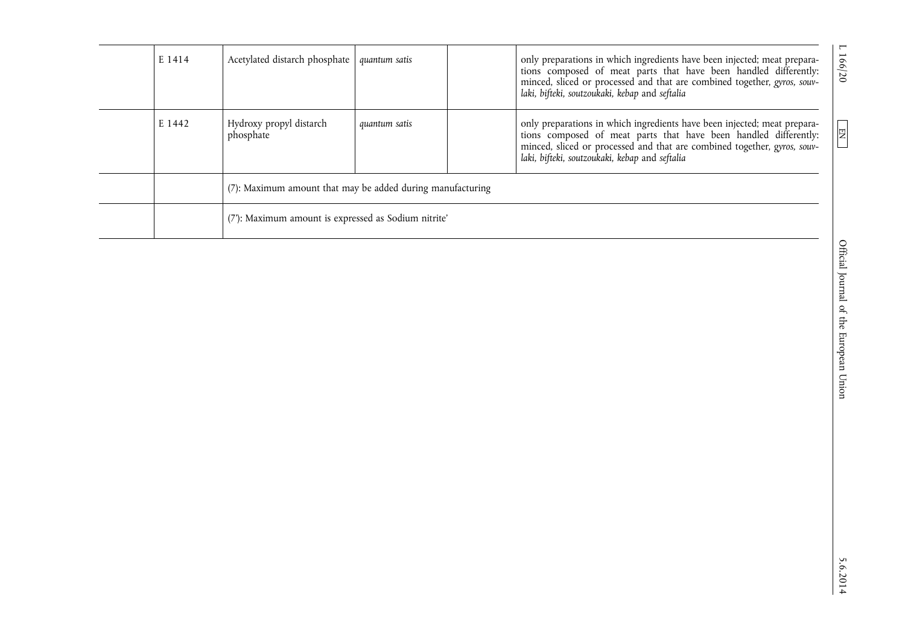| | | | | | |
|---|---|---|---|---|---|
| | E 1414 | Acetylated distarch phosphate | *quantum satis* | | only preparations in which ingredients have been injected; meat preparations composed of meat parts that have been handled differently: minced, sliced or processed and that are combined together, *gyros, souvlaki, bifteki, soutzoukaki, kebap* and *seftalia* |
| | E 1442 | Hydroxy propyl distarch phosphate | *quantum satis* | | only preparations in which ingredients have been injected; meat preparations composed of meat parts that have been handled differently: minced, sliced or processed and that are combined together, *gyros, souvlaki, bifteki, soutzoukaki, kebap* and *seftalia* |
| | | (7): Maximum amount that may be added during manufacturing | | | |
| | | (7'): Maximum amount is expressed as Sodium nitrite' | | | |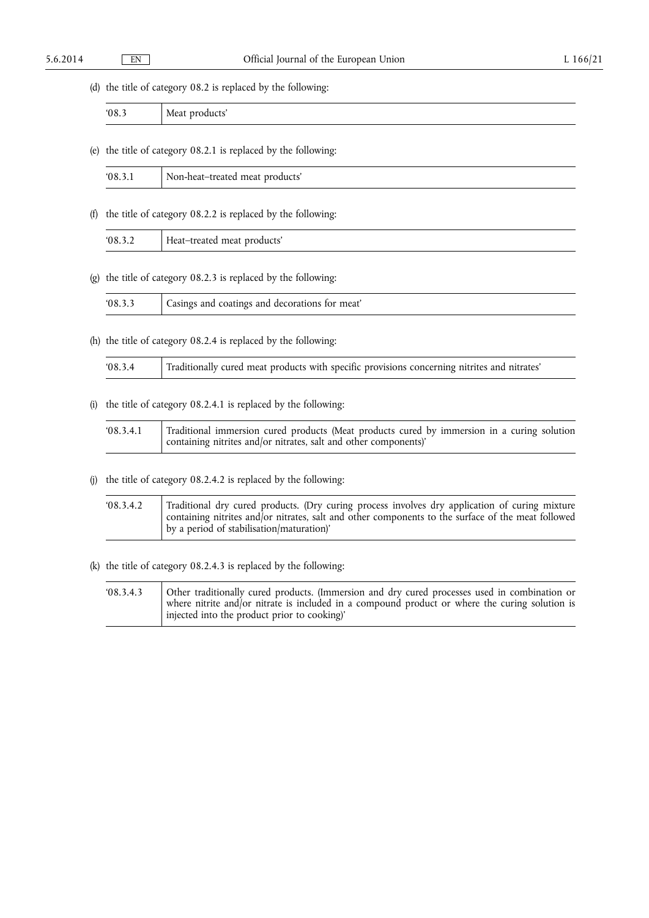(d) the title of category 08.2 is replaced by the following:

| | |
|---|---|
| '08.3 | Meat products' |

(e) the title of category 08.2.1 is replaced by the following:

| | |
|---|---|
| '08.3.1 | Non-heat–treated meat products' |

(f) the title of category 08.2.2 is replaced by the following:

| | |
|---|---|
| '08.3.2 | Heat–treated meat products' |

(g) the title of category 08.2.3 is replaced by the following:

| | |
|---|---|
| '08.3.3 | Casings and coatings and decorations for meat' |

(h) the title of category 08.2.4 is replaced by the following:

| | |
|---|---|
| '08.3.4 | Traditionally cured meat products with specific provisions concerning nitrites and nitrates' |

(i) the title of category 08.2.4.1 is replaced by the following:

| | |
|---|---|
| '08.3.4.1 | Traditional immersion cured products (Meat products cured by immersion in a curing solution containing nitrites and/or nitrates, salt and other components)' |

(j) the title of category 08.2.4.2 is replaced by the following:

| | |
|---|---|
| '08.3.4.2 | Traditional dry cured products. (Dry curing process involves dry application of curing mixture containing nitrites and/or nitrates, salt and other components to the surface of the meat followed by a period of stabilisation/maturation)' |

(k) the title of category 08.2.4.3 is replaced by the following:

| | |
|---|---|
| '08.3.4.3 | Other traditionally cured products. (Immersion and dry cured processes used in combination or where nitrite and/or nitrate is included in a compound product or where the curing solution is injected into the product prior to cooking)' |